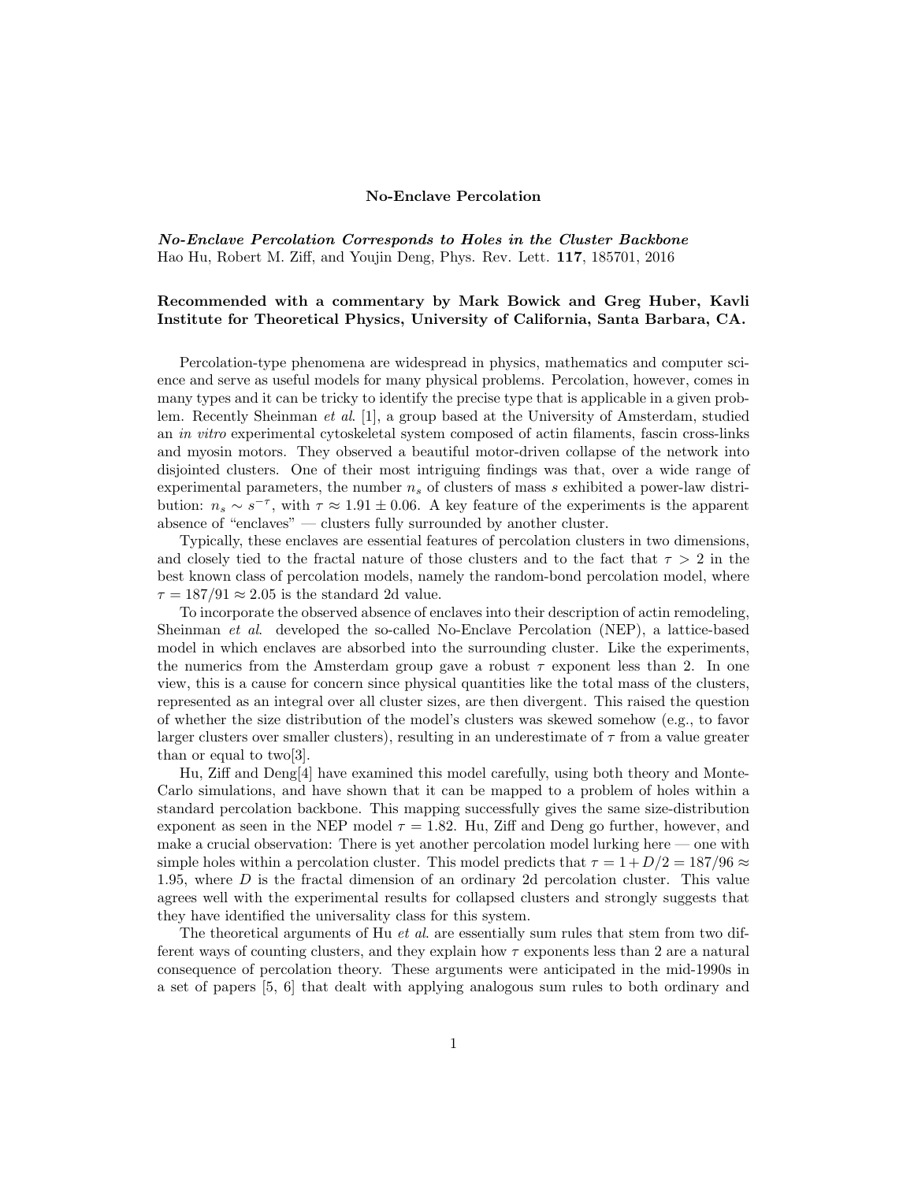# No-Enclave Percolation

***No-Enclave Percolation Corresponds to Holes in the Cluster Backbone***
Hao Hu, Robert M. Ziff, and Youjin Deng, Phys. Rev. Lett. **117**, 185701, 2016

**Recommended with a commentary by Mark Bowick and Greg Huber, Kavli Institute for Theoretical Physics, University of California, Santa Barbara, CA.**

Percolation-type phenomena are widespread in physics, mathematics and computer science and serve as useful models for many physical problems. Percolation, however, comes in many types and it can be tricky to identify the precise type that is applicable in a given problem. Recently Sheinman *et al.* [1], a group based at the University of Amsterdam, studied an *in vitro* experimental cytoskeletal system composed of actin filaments, fascin cross-links and myosin motors. They observed a beautiful motor-driven collapse of the network into disjointed clusters. One of their most intriguing findings was that, over a wide range of experimental parameters, the number $n_s$ of clusters of mass $s$ exhibited a power-law distribution: $n_s \sim s^{-\tau}$, with $\tau \approx 1.91 \pm 0.06$. A key feature of the experiments is the apparent absence of "enclaves" — clusters fully surrounded by another cluster.

Typically, these enclaves are essential features of percolation clusters in two dimensions, and closely tied to the fractal nature of those clusters and to the fact that $\tau > 2$ in the best known class of percolation models, namely the random-bond percolation model, where $\tau = 187/91 \approx 2.05$ is the standard 2d value.

To incorporate the observed absence of enclaves into their description of actin remodeling, Sheinman *et al.* developed the so-called No-Enclave Percolation (NEP), a lattice-based model in which enclaves are absorbed into the surrounding cluster. Like the experiments, the numerics from the Amsterdam group gave a robust $\tau$ exponent less than 2. In one view, this is a cause for concern since physical quantities like the total mass of the clusters, represented as an integral over all cluster sizes, are then divergent. This raised the question of whether the size distribution of the model's clusters was skewed somehow (e.g., to favor larger clusters over smaller clusters), resulting in an underestimate of $\tau$ from a value greater than or equal to two[3].

Hu, Ziff and Deng[4] have examined this model carefully, using both theory and Monte-Carlo simulations, and have shown that it can be mapped to a problem of holes within a standard percolation backbone. This mapping successfully gives the same size-distribution exponent as seen in the NEP model $\tau = 1.82$. Hu, Ziff and Deng go further, however, and make a crucial observation: There is yet another percolation model lurking here — one with simple holes within a percolation cluster. This model predicts that $\tau = 1 + D/2 = 187/96 \approx 1.95$, where $D$ is the fractal dimension of an ordinary 2d percolation cluster. This value agrees well with the experimental results for collapsed clusters and strongly suggests that they have identified the universality class for this system.

The theoretical arguments of Hu *et al.* are essentially sum rules that stem from two different ways of counting clusters, and they explain how $\tau$ exponents less than 2 are a natural consequence of percolation theory. These arguments were anticipated in the mid-1990s in a set of papers [5, 6] that dealt with applying analogous sum rules to both ordinary and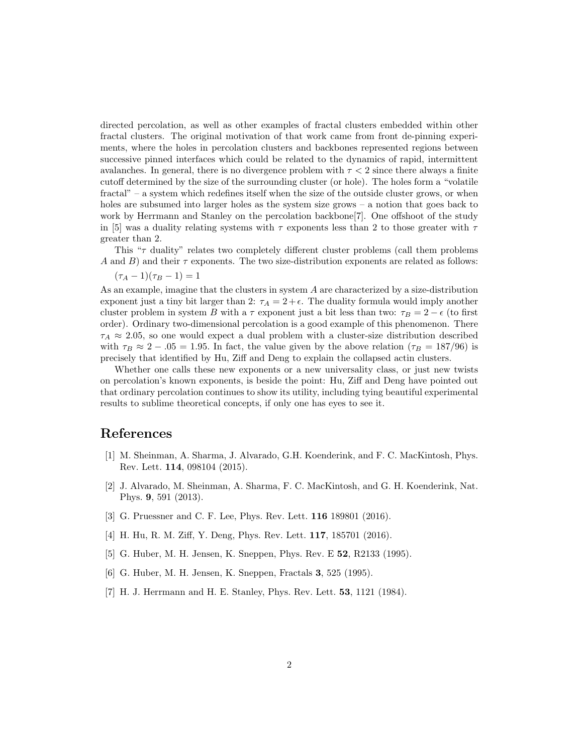directed percolation, as well as other examples of fractal clusters embedded within other fractal clusters. The original motivation of that work came from front de-pinning experiments, where the holes in percolation clusters and backbones represented regions between successive pinned interfaces which could be related to the dynamics of rapid, intermittent avalanches. In general, there is no divergence problem with $\tau < 2$ since there always a finite cutoff determined by the size of the surrounding cluster (or hole). The holes form a "volatile fractal" – a system which redefines itself when the size of the outside cluster grows, or when holes are subsumed into larger holes as the system size grows – a notion that goes back to work by Herrmann and Stanley on the percolation backbone[7]. One offshoot of the study in [5] was a duality relating systems with $\tau$ exponents less than 2 to those greater with $\tau$ greater than 2.

This "$\tau$ duality" relates two completely different cluster problems (call them problems $A$ and $B$) and their $\tau$ exponents. The two size-distribution exponents are related as follows:

$$(\tau_A - 1)(\tau_B - 1) = 1$$

As an example, imagine that the clusters in system $A$ are characterized by a size-distribution exponent just a tiny bit larger than 2: $\tau_A = 2 + \epsilon$. The duality formula would imply another cluster problem in system $B$ with a $\tau$ exponent just a bit less than two: $\tau_B = 2 - \epsilon$ (to first order). Ordinary two-dimensional percolation is a good example of this phenomenon. There $\tau_A \approx 2.05$, so one would expect a dual problem with a cluster-size distribution described with $\tau_B \approx 2 - .05 = 1.95$. In fact, the value given by the above relation ($\tau_B = 187/96$) is precisely that identified by Hu, Ziff and Deng to explain the collapsed actin clusters.

Whether one calls these new exponents or a new universality class, or just new twists on percolation's known exponents, is beside the point: Hu, Ziff and Deng have pointed out that ordinary percolation continues to show its utility, including tying beautiful experimental results to sublime theoretical concepts, if only one has eyes to see it.

# References

[1] M. Sheinman, A. Sharma, J. Alvarado, G.H. Koenderink, and F. C. MacKintosh, Phys. Rev. Lett. **114**, 098104 (2015).

[2] J. Alvarado, M. Sheinman, A. Sharma, F. C. MacKintosh, and G. H. Koenderink, Nat. Phys. **9**, 591 (2013).

[3] G. Pruessner and C. F. Lee, Phys. Rev. Lett. **116** 189801 (2016).

[4] H. Hu, R. M. Ziff, Y. Deng, Phys. Rev. Lett. **117**, 185701 (2016).

[5] G. Huber, M. H. Jensen, K. Sneppen, Phys. Rev. E **52**, R2133 (1995).

[6] G. Huber, M. H. Jensen, K. Sneppen, Fractals **3**, 525 (1995).

[7] H. J. Herrmann and H. E. Stanley, Phys. Rev. Lett. **53**, 1121 (1984).